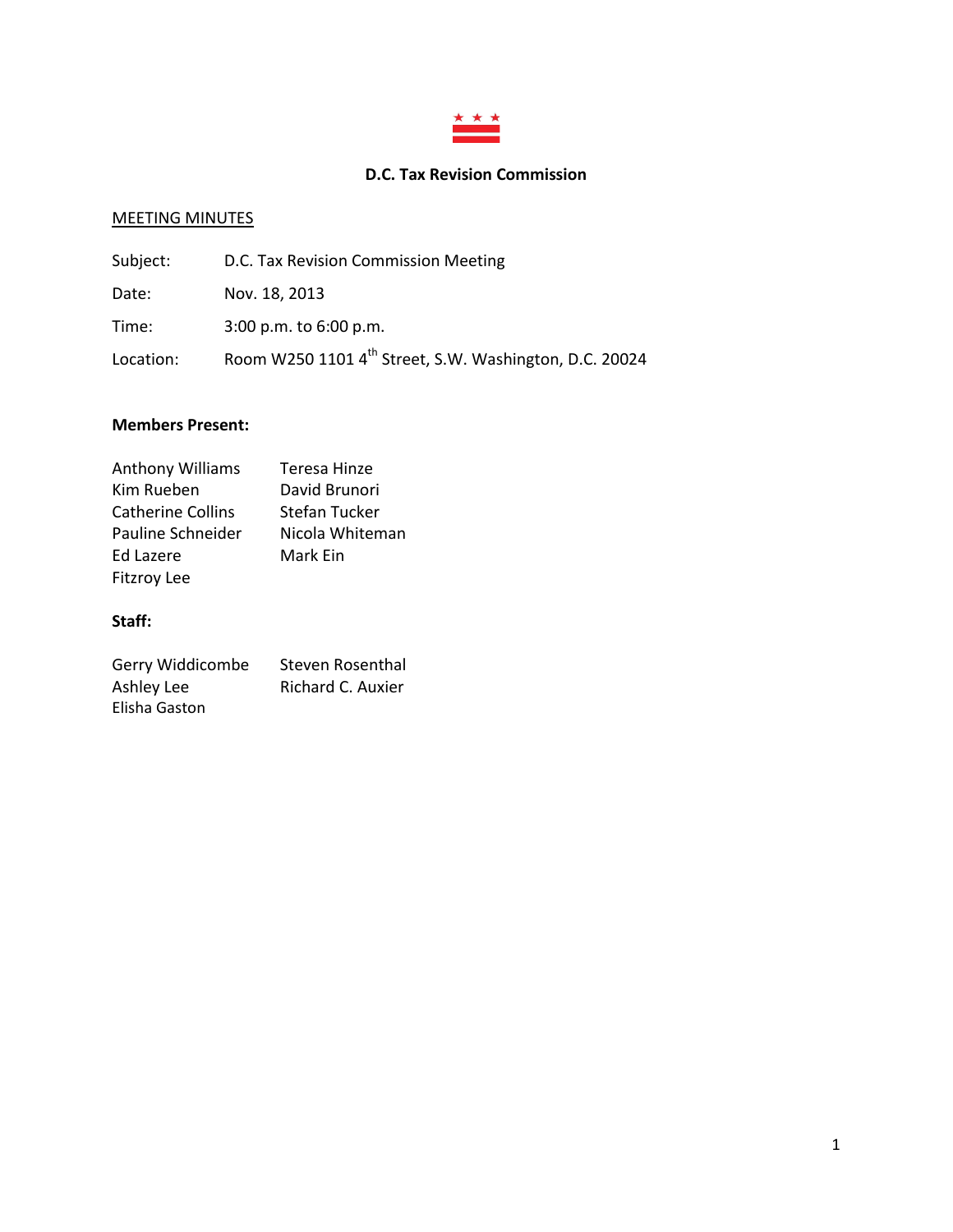# D.C. Tax Revision Commission

MEETING MINUTES

Subject: D.C. Tax Revision Commission Meeting

Date: Nov. 18, 2013

Time: 3:00 p.m. to 6:00 p.m.

Location: Room W250 1101 4th Street, S.W. Washington, D.C. 20024

**Members Present:**

| | |
|---|---|
| Anthony Williams | Teresa Hinze |
| Kim Rueben | David Brunori |
| Catherine Collins | Stefan Tucker |
| Pauline Schneider | Nicola Whiteman |
| Ed Lazere | Mark Ein |
| Fitzroy Lee | |

**Staff:**

| | |
|---|---|
| Gerry Widdicombe | Steven Rosenthal |
| Ashley Lee | Richard C. Auxier |
| Elisha Gaston | |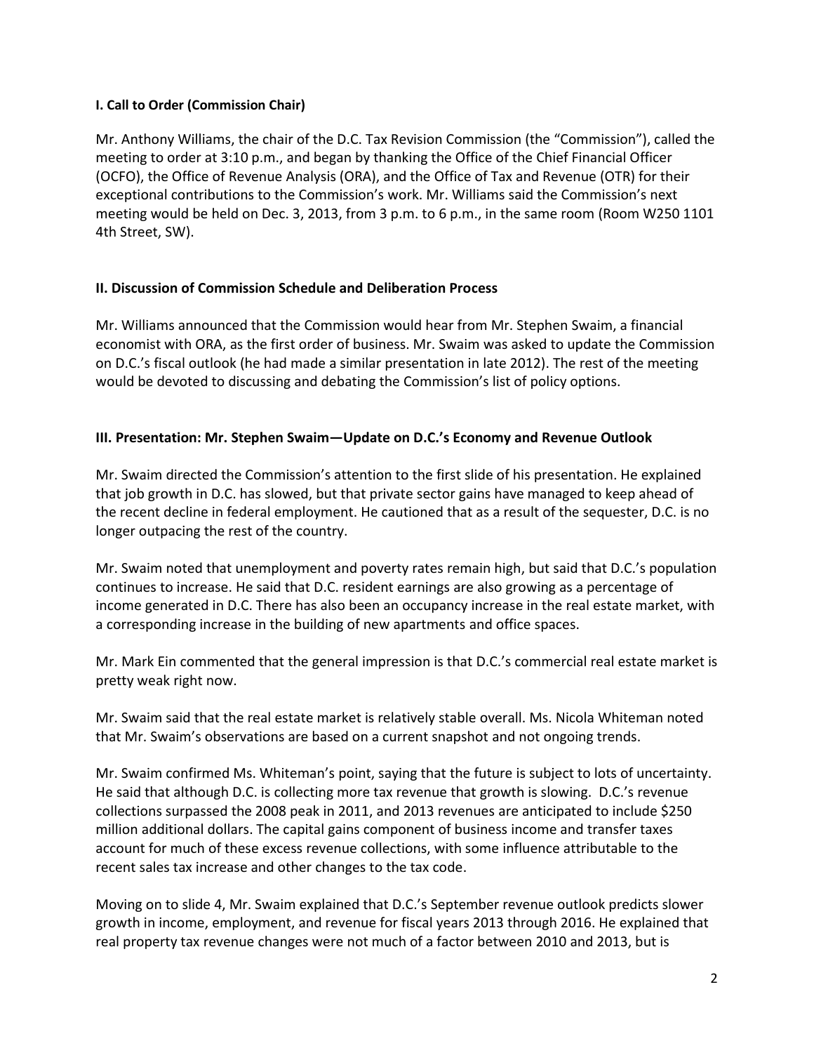**I. Call to Order (Commission Chair)**

Mr. Anthony Williams, the chair of the D.C. Tax Revision Commission (the "Commission"), called the meeting to order at 3:10 p.m., and began by thanking the Office of the Chief Financial Officer (OCFO), the Office of Revenue Analysis (ORA), and the Office of Tax and Revenue (OTR) for their exceptional contributions to the Commission's work. Mr. Williams said the Commission's next meeting would be held on Dec. 3, 2013, from 3 p.m. to 6 p.m., in the same room (Room W250 1101 4th Street, SW).

**II. Discussion of Commission Schedule and Deliberation Process**

Mr. Williams announced that the Commission would hear from Mr. Stephen Swaim, a financial economist with ORA, as the first order of business. Mr. Swaim was asked to update the Commission on D.C.'s fiscal outlook (he had made a similar presentation in late 2012). The rest of the meeting would be devoted to discussing and debating the Commission's list of policy options.

**III. Presentation: Mr. Stephen Swaim—Update on D.C.'s Economy and Revenue Outlook**

Mr. Swaim directed the Commission's attention to the first slide of his presentation. He explained that job growth in D.C. has slowed, but that private sector gains have managed to keep ahead of the recent decline in federal employment. He cautioned that as a result of the sequester, D.C. is no longer outpacing the rest of the country.

Mr. Swaim noted that unemployment and poverty rates remain high, but said that D.C.'s population continues to increase. He said that D.C. resident earnings are also growing as a percentage of income generated in D.C. There has also been an occupancy increase in the real estate market, with a corresponding increase in the building of new apartments and office spaces.

Mr. Mark Ein commented that the general impression is that D.C.'s commercial real estate market is pretty weak right now.

Mr. Swaim said that the real estate market is relatively stable overall. Ms. Nicola Whiteman noted that Mr. Swaim's observations are based on a current snapshot and not ongoing trends.

Mr. Swaim confirmed Ms. Whiteman's point, saying that the future is subject to lots of uncertainty. He said that although D.C. is collecting more tax revenue that growth is slowing. D.C.'s revenue collections surpassed the 2008 peak in 2011, and 2013 revenues are anticipated to include $250 million additional dollars. The capital gains component of business income and transfer taxes account for much of these excess revenue collections, with some influence attributable to the recent sales tax increase and other changes to the tax code.

Moving on to slide 4, Mr. Swaim explained that D.C.'s September revenue outlook predicts slower growth in income, employment, and revenue for fiscal years 2013 through 2016. He explained that real property tax revenue changes were not much of a factor between 2010 and 2013, but is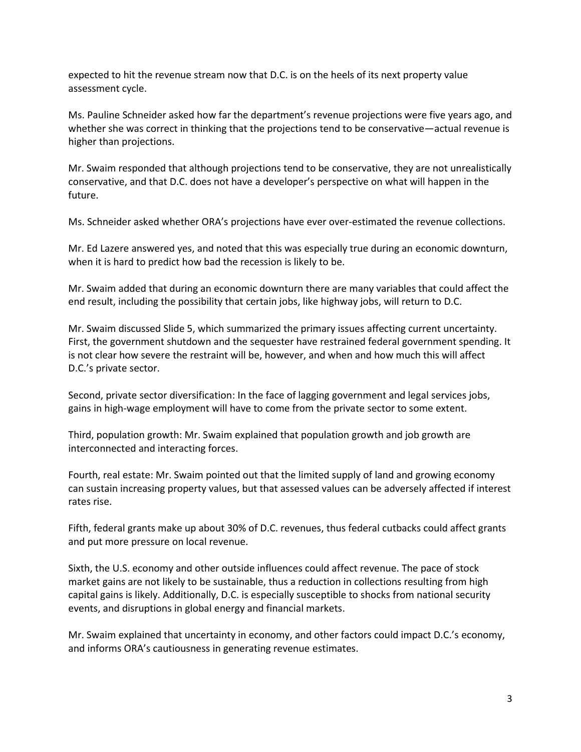expected to hit the revenue stream now that D.C. is on the heels of its next property value assessment cycle.

Ms. Pauline Schneider asked how far the department's revenue projections were five years ago, and whether she was correct in thinking that the projections tend to be conservative—actual revenue is higher than projections.

Mr. Swaim responded that although projections tend to be conservative, they are not unrealistically conservative, and that D.C. does not have a developer's perspective on what will happen in the future.

Ms. Schneider asked whether ORA's projections have ever over-estimated the revenue collections.

Mr. Ed Lazere answered yes, and noted that this was especially true during an economic downturn, when it is hard to predict how bad the recession is likely to be.

Mr. Swaim added that during an economic downturn there are many variables that could affect the end result, including the possibility that certain jobs, like highway jobs, will return to D.C.

Mr. Swaim discussed Slide 5, which summarized the primary issues affecting current uncertainty. First, the government shutdown and the sequester have restrained federal government spending. It is not clear how severe the restraint will be, however, and when and how much this will affect D.C.'s private sector.

Second, private sector diversification: In the face of lagging government and legal services jobs, gains in high-wage employment will have to come from the private sector to some extent.

Third, population growth: Mr. Swaim explained that population growth and job growth are interconnected and interacting forces.

Fourth, real estate: Mr. Swaim pointed out that the limited supply of land and growing economy can sustain increasing property values, but that assessed values can be adversely affected if interest rates rise.

Fifth, federal grants make up about 30% of D.C. revenues, thus federal cutbacks could affect grants and put more pressure on local revenue.

Sixth, the U.S. economy and other outside influences could affect revenue. The pace of stock market gains are not likely to be sustainable, thus a reduction in collections resulting from high capital gains is likely. Additionally, D.C. is especially susceptible to shocks from national security events, and disruptions in global energy and financial markets.

Mr. Swaim explained that uncertainty in economy, and other factors could impact D.C.'s economy, and informs ORA's cautiousness in generating revenue estimates.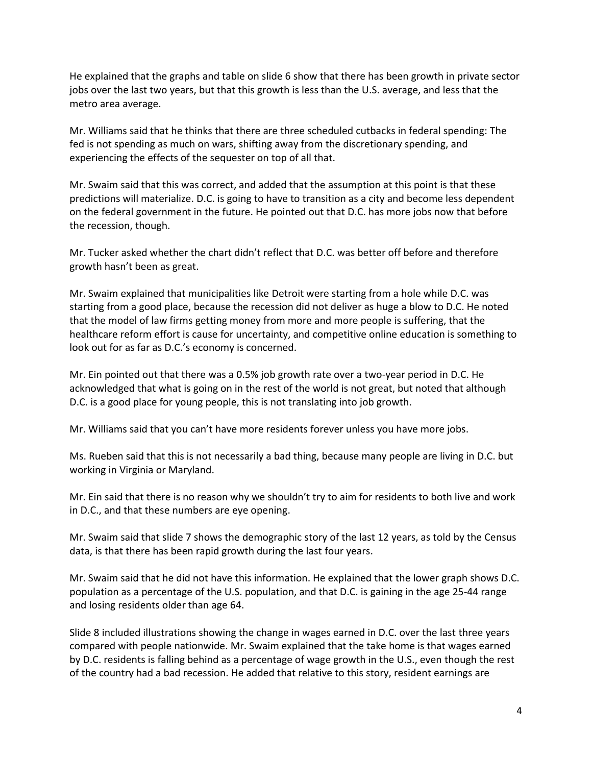He explained that the graphs and table on slide 6 show that there has been growth in private sector jobs over the last two years, but that this growth is less than the U.S. average, and less that the metro area average.

Mr. Williams said that he thinks that there are three scheduled cutbacks in federal spending: The fed is not spending as much on wars, shifting away from the discretionary spending, and experiencing the effects of the sequester on top of all that.

Mr. Swaim said that this was correct, and added that the assumption at this point is that these predictions will materialize. D.C. is going to have to transition as a city and become less dependent on the federal government in the future. He pointed out that D.C. has more jobs now that before the recession, though.

Mr. Tucker asked whether the chart didn't reflect that D.C. was better off before and therefore growth hasn't been as great.

Mr. Swaim explained that municipalities like Detroit were starting from a hole while D.C. was starting from a good place, because the recession did not deliver as huge a blow to D.C. He noted that the model of law firms getting money from more and more people is suffering, that the healthcare reform effort is cause for uncertainty, and competitive online education is something to look out for as far as D.C.'s economy is concerned.

Mr. Ein pointed out that there was a 0.5% job growth rate over a two-year period in D.C. He acknowledged that what is going on in the rest of the world is not great, but noted that although D.C. is a good place for young people, this is not translating into job growth.

Mr. Williams said that you can't have more residents forever unless you have more jobs.

Ms. Rueben said that this is not necessarily a bad thing, because many people are living in D.C. but working in Virginia or Maryland.

Mr. Ein said that there is no reason why we shouldn't try to aim for residents to both live and work in D.C., and that these numbers are eye opening.

Mr. Swaim said that slide 7 shows the demographic story of the last 12 years, as told by the Census data, is that there has been rapid growth during the last four years.

Mr. Swaim said that he did not have this information. He explained that the lower graph shows D.C. population as a percentage of the U.S. population, and that D.C. is gaining in the age 25-44 range and losing residents older than age 64.

Slide 8 included illustrations showing the change in wages earned in D.C. over the last three years compared with people nationwide. Mr. Swaim explained that the take home is that wages earned by D.C. residents is falling behind as a percentage of wage growth in the U.S., even though the rest of the country had a bad recession. He added that relative to this story, resident earnings are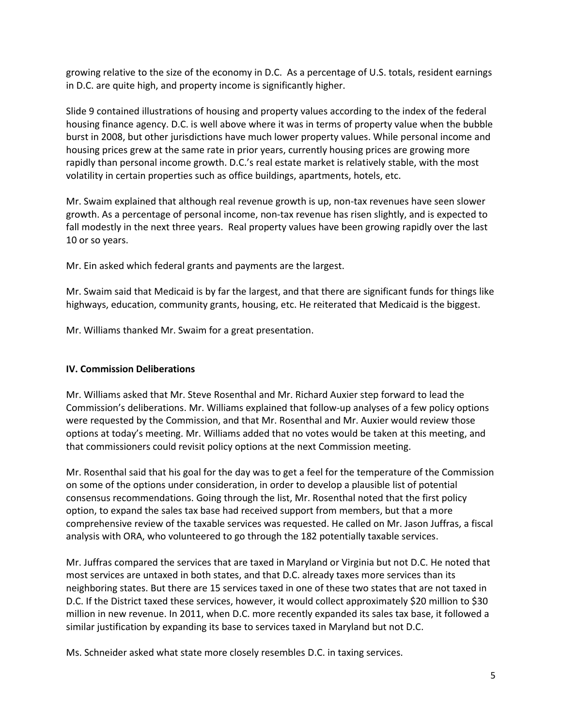growing relative to the size of the economy in D.C. As a percentage of U.S. totals, resident earnings in D.C. are quite high, and property income is significantly higher.

Slide 9 contained illustrations of housing and property values according to the index of the federal housing finance agency. D.C. is well above where it was in terms of property value when the bubble burst in 2008, but other jurisdictions have much lower property values. While personal income and housing prices grew at the same rate in prior years, currently housing prices are growing more rapidly than personal income growth. D.C.'s real estate market is relatively stable, with the most volatility in certain properties such as office buildings, apartments, hotels, etc.

Mr. Swaim explained that although real revenue growth is up, non-tax revenues have seen slower growth. As a percentage of personal income, non-tax revenue has risen slightly, and is expected to fall modestly in the next three years. Real property values have been growing rapidly over the last 10 or so years.

Mr. Ein asked which federal grants and payments are the largest.

Mr. Swaim said that Medicaid is by far the largest, and that there are significant funds for things like highways, education, community grants, housing, etc. He reiterated that Medicaid is the biggest.

Mr. Williams thanked Mr. Swaim for a great presentation.

**IV. Commission Deliberations**

Mr. Williams asked that Mr. Steve Rosenthal and Mr. Richard Auxier step forward to lead the Commission's deliberations. Mr. Williams explained that follow-up analyses of a few policy options were requested by the Commission, and that Mr. Rosenthal and Mr. Auxier would review those options at today's meeting. Mr. Williams added that no votes would be taken at this meeting, and that commissioners could revisit policy options at the next Commission meeting.

Mr. Rosenthal said that his goal for the day was to get a feel for the temperature of the Commission on some of the options under consideration, in order to develop a plausible list of potential consensus recommendations. Going through the list, Mr. Rosenthal noted that the first policy option, to expand the sales tax base had received support from members, but that a more comprehensive review of the taxable services was requested. He called on Mr. Jason Juffras, a fiscal analysis with ORA, who volunteered to go through the 182 potentially taxable services.

Mr. Juffras compared the services that are taxed in Maryland or Virginia but not D.C. He noted that most services are untaxed in both states, and that D.C. already taxes more services than its neighboring states. But there are 15 services taxed in one of these two states that are not taxed in D.C. If the District taxed these services, however, it would collect approximately $20 million to $30 million in new revenue. In 2011, when D.C. more recently expanded its sales tax base, it followed a similar justification by expanding its base to services taxed in Maryland but not D.C.

Ms. Schneider asked what state more closely resembles D.C. in taxing services.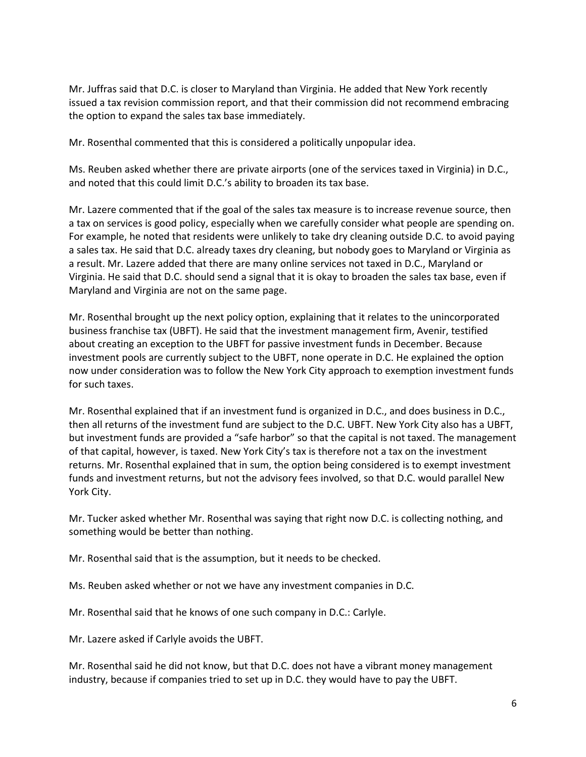Mr. Juffras said that D.C. is closer to Maryland than Virginia. He added that New York recently issued a tax revision commission report, and that their commission did not recommend embracing the option to expand the sales tax base immediately.

Mr. Rosenthal commented that this is considered a politically unpopular idea.

Ms. Reuben asked whether there are private airports (one of the services taxed in Virginia) in D.C., and noted that this could limit D.C.'s ability to broaden its tax base.

Mr. Lazere commented that if the goal of the sales tax measure is to increase revenue source, then a tax on services is good policy, especially when we carefully consider what people are spending on. For example, he noted that residents were unlikely to take dry cleaning outside D.C. to avoid paying a sales tax. He said that D.C. already taxes dry cleaning, but nobody goes to Maryland or Virginia as a result. Mr. Lazere added that there are many online services not taxed in D.C., Maryland or Virginia. He said that D.C. should send a signal that it is okay to broaden the sales tax base, even if Maryland and Virginia are not on the same page.

Mr. Rosenthal brought up the next policy option, explaining that it relates to the unincorporated business franchise tax (UBFT). He said that the investment management firm, Avenir, testified about creating an exception to the UBFT for passive investment funds in December. Because investment pools are currently subject to the UBFT, none operate in D.C. He explained the option now under consideration was to follow the New York City approach to exemption investment funds for such taxes.

Mr. Rosenthal explained that if an investment fund is organized in D.C., and does business in D.C., then all returns of the investment fund are subject to the D.C. UBFT. New York City also has a UBFT, but investment funds are provided a "safe harbor" so that the capital is not taxed. The management of that capital, however, is taxed. New York City's tax is therefore not a tax on the investment returns. Mr. Rosenthal explained that in sum, the option being considered is to exempt investment funds and investment returns, but not the advisory fees involved, so that D.C. would parallel New York City.

Mr. Tucker asked whether Mr. Rosenthal was saying that right now D.C. is collecting nothing, and something would be better than nothing.

Mr. Rosenthal said that is the assumption, but it needs to be checked.

Ms. Reuben asked whether or not we have any investment companies in D.C.

Mr. Rosenthal said that he knows of one such company in D.C.: Carlyle.

Mr. Lazere asked if Carlyle avoids the UBFT.

Mr. Rosenthal said he did not know, but that D.C. does not have a vibrant money management industry, because if companies tried to set up in D.C. they would have to pay the UBFT.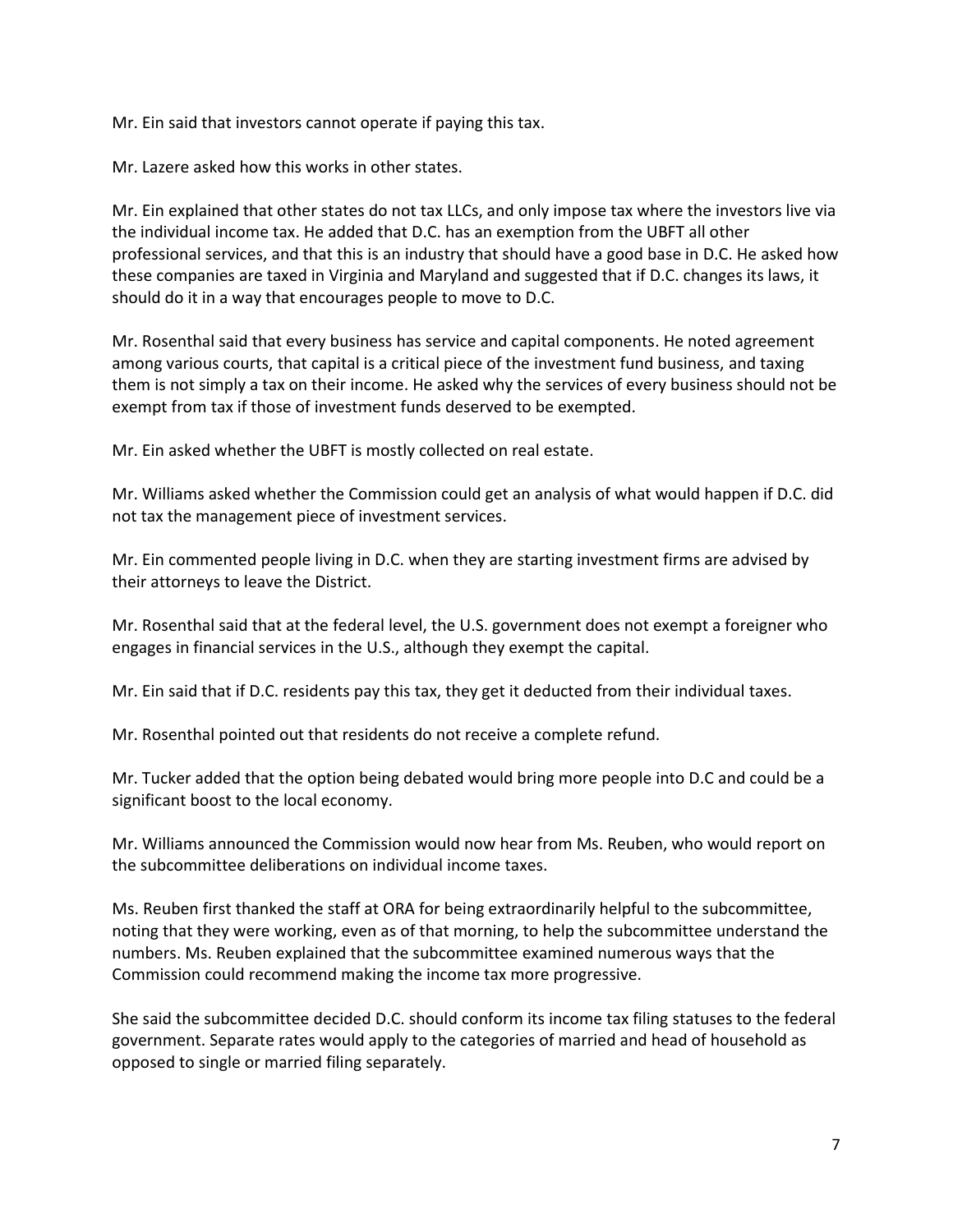Mr. Ein said that investors cannot operate if paying this tax.

Mr. Lazere asked how this works in other states.

Mr. Ein explained that other states do not tax LLCs, and only impose tax where the investors live via the individual income tax. He added that D.C. has an exemption from the UBFT all other professional services, and that this is an industry that should have a good base in D.C. He asked how these companies are taxed in Virginia and Maryland and suggested that if D.C. changes its laws, it should do it in a way that encourages people to move to D.C.

Mr. Rosenthal said that every business has service and capital components. He noted agreement among various courts, that capital is a critical piece of the investment fund business, and taxing them is not simply a tax on their income. He asked why the services of every business should not be exempt from tax if those of investment funds deserved to be exempted.

Mr. Ein asked whether the UBFT is mostly collected on real estate.

Mr. Williams asked whether the Commission could get an analysis of what would happen if D.C. did not tax the management piece of investment services.

Mr. Ein commented people living in D.C. when they are starting investment firms are advised by their attorneys to leave the District.

Mr. Rosenthal said that at the federal level, the U.S. government does not exempt a foreigner who engages in financial services in the U.S., although they exempt the capital.

Mr. Ein said that if D.C. residents pay this tax, they get it deducted from their individual taxes.

Mr. Rosenthal pointed out that residents do not receive a complete refund.

Mr. Tucker added that the option being debated would bring more people into D.C and could be a significant boost to the local economy.

Mr. Williams announced the Commission would now hear from Ms. Reuben, who would report on the subcommittee deliberations on individual income taxes.

Ms. Reuben first thanked the staff at ORA for being extraordinarily helpful to the subcommittee, noting that they were working, even as of that morning, to help the subcommittee understand the numbers. Ms. Reuben explained that the subcommittee examined numerous ways that the Commission could recommend making the income tax more progressive.

She said the subcommittee decided D.C. should conform its income tax filing statuses to the federal government. Separate rates would apply to the categories of married and head of household as opposed to single or married filing separately.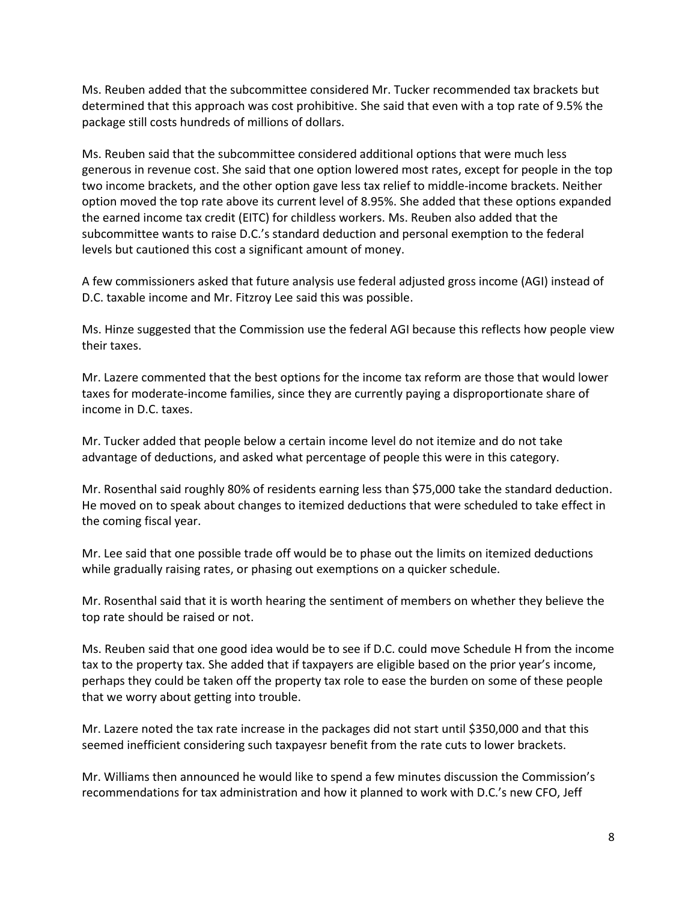Ms. Reuben added that the subcommittee considered Mr. Tucker recommended tax brackets but determined that this approach was cost prohibitive. She said that even with a top rate of 9.5% the package still costs hundreds of millions of dollars.

Ms. Reuben said that the subcommittee considered additional options that were much less generous in revenue cost. She said that one option lowered most rates, except for people in the top two income brackets, and the other option gave less tax relief to middle-income brackets. Neither option moved the top rate above its current level of 8.95%. She added that these options expanded the earned income tax credit (EITC) for childless workers. Ms. Reuben also added that the subcommittee wants to raise D.C.'s standard deduction and personal exemption to the federal levels but cautioned this cost a significant amount of money.

A few commissioners asked that future analysis use federal adjusted gross income (AGI) instead of D.C. taxable income and Mr. Fitzroy Lee said this was possible.

Ms. Hinze suggested that the Commission use the federal AGI because this reflects how people view their taxes.

Mr. Lazere commented that the best options for the income tax reform are those that would lower taxes for moderate-income families, since they are currently paying a disproportionate share of income in D.C. taxes.

Mr. Tucker added that people below a certain income level do not itemize and do not take advantage of deductions, and asked what percentage of people this were in this category.

Mr. Rosenthal said roughly 80% of residents earning less than $75,000 take the standard deduction. He moved on to speak about changes to itemized deductions that were scheduled to take effect in the coming fiscal year.

Mr. Lee said that one possible trade off would be to phase out the limits on itemized deductions while gradually raising rates, or phasing out exemptions on a quicker schedule.

Mr. Rosenthal said that it is worth hearing the sentiment of members on whether they believe the top rate should be raised or not.

Ms. Reuben said that one good idea would be to see if D.C. could move Schedule H from the income tax to the property tax. She added that if taxpayers are eligible based on the prior year's income, perhaps they could be taken off the property tax role to ease the burden on some of these people that we worry about getting into trouble.

Mr. Lazere noted the tax rate increase in the packages did not start until $350,000 and that this seemed inefficient considering such taxpayesr benefit from the rate cuts to lower brackets.

Mr. Williams then announced he would like to spend a few minutes discussion the Commission's recommendations for tax administration and how it planned to work with D.C.'s new CFO, Jeff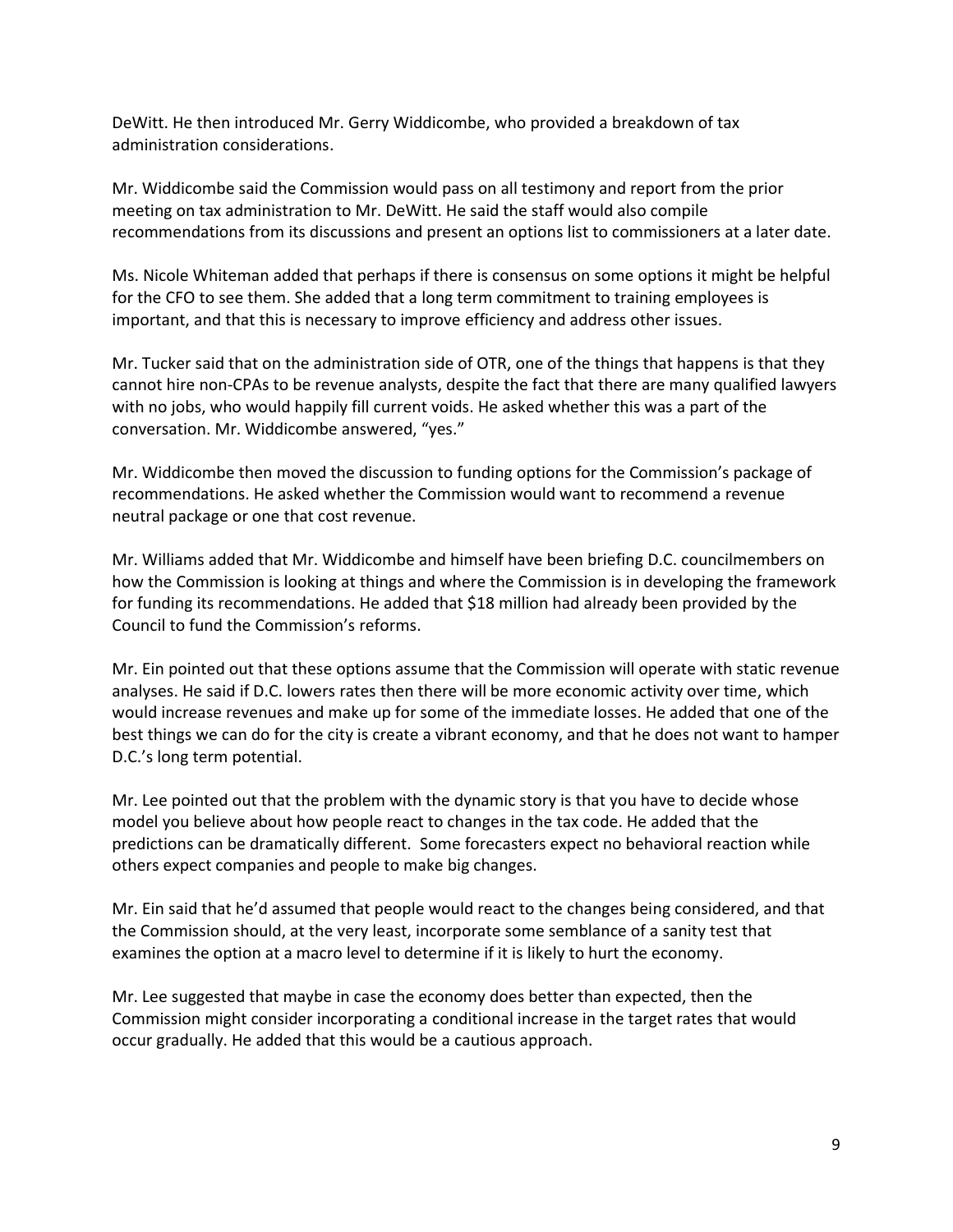DeWitt. He then introduced Mr. Gerry Widdicombe, who provided a breakdown of tax administration considerations.

Mr. Widdicombe said the Commission would pass on all testimony and report from the prior meeting on tax administration to Mr. DeWitt. He said the staff would also compile recommendations from its discussions and present an options list to commissioners at a later date.

Ms. Nicole Whiteman added that perhaps if there is consensus on some options it might be helpful for the CFO to see them. She added that a long term commitment to training employees is important, and that this is necessary to improve efficiency and address other issues.

Mr. Tucker said that on the administration side of OTR, one of the things that happens is that they cannot hire non-CPAs to be revenue analysts, despite the fact that there are many qualified lawyers with no jobs, who would happily fill current voids. He asked whether this was a part of the conversation. Mr. Widdicombe answered, "yes."

Mr. Widdicombe then moved the discussion to funding options for the Commission's package of recommendations. He asked whether the Commission would want to recommend a revenue neutral package or one that cost revenue.

Mr. Williams added that Mr. Widdicombe and himself have been briefing D.C. councilmembers on how the Commission is looking at things and where the Commission is in developing the framework for funding its recommendations. He added that $18 million had already been provided by the Council to fund the Commission's reforms.

Mr. Ein pointed out that these options assume that the Commission will operate with static revenue analyses. He said if D.C. lowers rates then there will be more economic activity over time, which would increase revenues and make up for some of the immediate losses. He added that one of the best things we can do for the city is create a vibrant economy, and that he does not want to hamper D.C.'s long term potential.

Mr. Lee pointed out that the problem with the dynamic story is that you have to decide whose model you believe about how people react to changes in the tax code. He added that the predictions can be dramatically different. Some forecasters expect no behavioral reaction while others expect companies and people to make big changes.

Mr. Ein said that he'd assumed that people would react to the changes being considered, and that the Commission should, at the very least, incorporate some semblance of a sanity test that examines the option at a macro level to determine if it is likely to hurt the economy.

Mr. Lee suggested that maybe in case the economy does better than expected, then the Commission might consider incorporating a conditional increase in the target rates that would occur gradually. He added that this would be a cautious approach.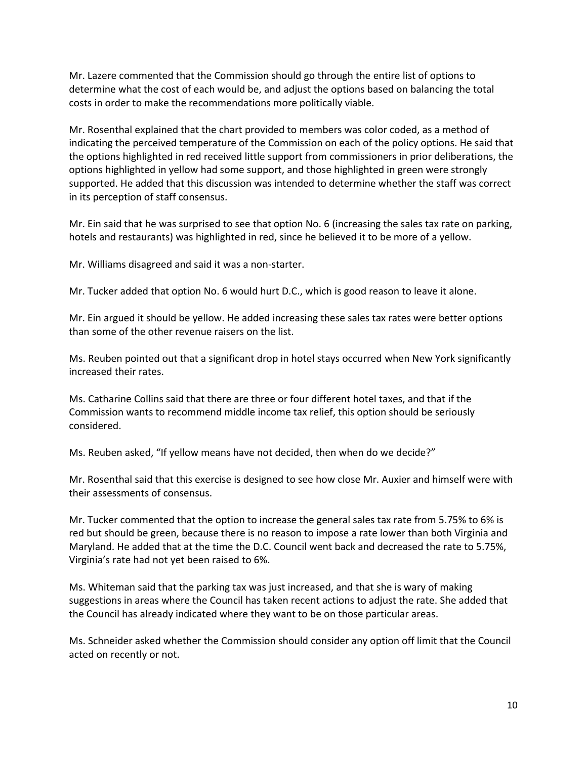Mr. Lazere commented that the Commission should go through the entire list of options to determine what the cost of each would be, and adjust the options based on balancing the total costs in order to make the recommendations more politically viable.

Mr. Rosenthal explained that the chart provided to members was color coded, as a method of indicating the perceived temperature of the Commission on each of the policy options. He said that the options highlighted in red received little support from commissioners in prior deliberations, the options highlighted in yellow had some support, and those highlighted in green were strongly supported. He added that this discussion was intended to determine whether the staff was correct in its perception of staff consensus.

Mr. Ein said that he was surprised to see that option No. 6 (increasing the sales tax rate on parking, hotels and restaurants) was highlighted in red, since he believed it to be more of a yellow.

Mr. Williams disagreed and said it was a non-starter.

Mr. Tucker added that option No. 6 would hurt D.C., which is good reason to leave it alone.

Mr. Ein argued it should be yellow. He added increasing these sales tax rates were better options than some of the other revenue raisers on the list.

Ms. Reuben pointed out that a significant drop in hotel stays occurred when New York significantly increased their rates.

Ms. Catharine Collins said that there are three or four different hotel taxes, and that if the Commission wants to recommend middle income tax relief, this option should be seriously considered.

Ms. Reuben asked, "If yellow means have not decided, then when do we decide?"

Mr. Rosenthal said that this exercise is designed to see how close Mr. Auxier and himself were with their assessments of consensus.

Mr. Tucker commented that the option to increase the general sales tax rate from 5.75% to 6% is red but should be green, because there is no reason to impose a rate lower than both Virginia and Maryland. He added that at the time the D.C. Council went back and decreased the rate to 5.75%, Virginia's rate had not yet been raised to 6%.

Ms. Whiteman said that the parking tax was just increased, and that she is wary of making suggestions in areas where the Council has taken recent actions to adjust the rate. She added that the Council has already indicated where they want to be on those particular areas.

Ms. Schneider asked whether the Commission should consider any option off limit that the Council acted on recently or not.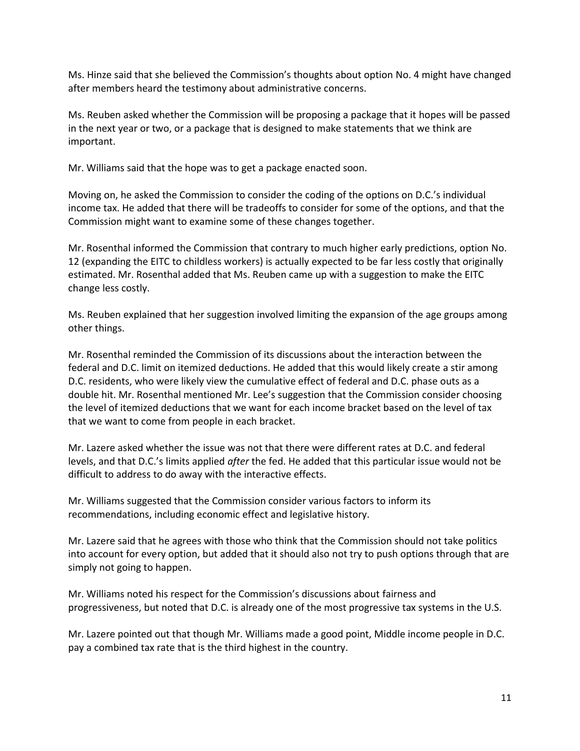Ms. Hinze said that she believed the Commission's thoughts about option No. 4 might have changed after members heard the testimony about administrative concerns.

Ms. Reuben asked whether the Commission will be proposing a package that it hopes will be passed in the next year or two, or a package that is designed to make statements that we think are important.

Mr. Williams said that the hope was to get a package enacted soon.

Moving on, he asked the Commission to consider the coding of the options on D.C.'s individual income tax. He added that there will be tradeoffs to consider for some of the options, and that the Commission might want to examine some of these changes together.

Mr. Rosenthal informed the Commission that contrary to much higher early predictions, option No. 12 (expanding the EITC to childless workers) is actually expected to be far less costly that originally estimated. Mr. Rosenthal added that Ms. Reuben came up with a suggestion to make the EITC change less costly.

Ms. Reuben explained that her suggestion involved limiting the expansion of the age groups among other things.

Mr. Rosenthal reminded the Commission of its discussions about the interaction between the federal and D.C. limit on itemized deductions. He added that this would likely create a stir among D.C. residents, who were likely view the cumulative effect of federal and D.C. phase outs as a double hit. Mr. Rosenthal mentioned Mr. Lee's suggestion that the Commission consider choosing the level of itemized deductions that we want for each income bracket based on the level of tax that we want to come from people in each bracket.

Mr. Lazere asked whether the issue was not that there were different rates at D.C. and federal levels, and that D.C.'s limits applied *after* the fed. He added that this particular issue would not be difficult to address to do away with the interactive effects.

Mr. Williams suggested that the Commission consider various factors to inform its recommendations, including economic effect and legislative history.

Mr. Lazere said that he agrees with those who think that the Commission should not take politics into account for every option, but added that it should also not try to push options through that are simply not going to happen.

Mr. Williams noted his respect for the Commission's discussions about fairness and progressiveness, but noted that D.C. is already one of the most progressive tax systems in the U.S.

Mr. Lazere pointed out that though Mr. Williams made a good point, Middle income people in D.C. pay a combined tax rate that is the third highest in the country.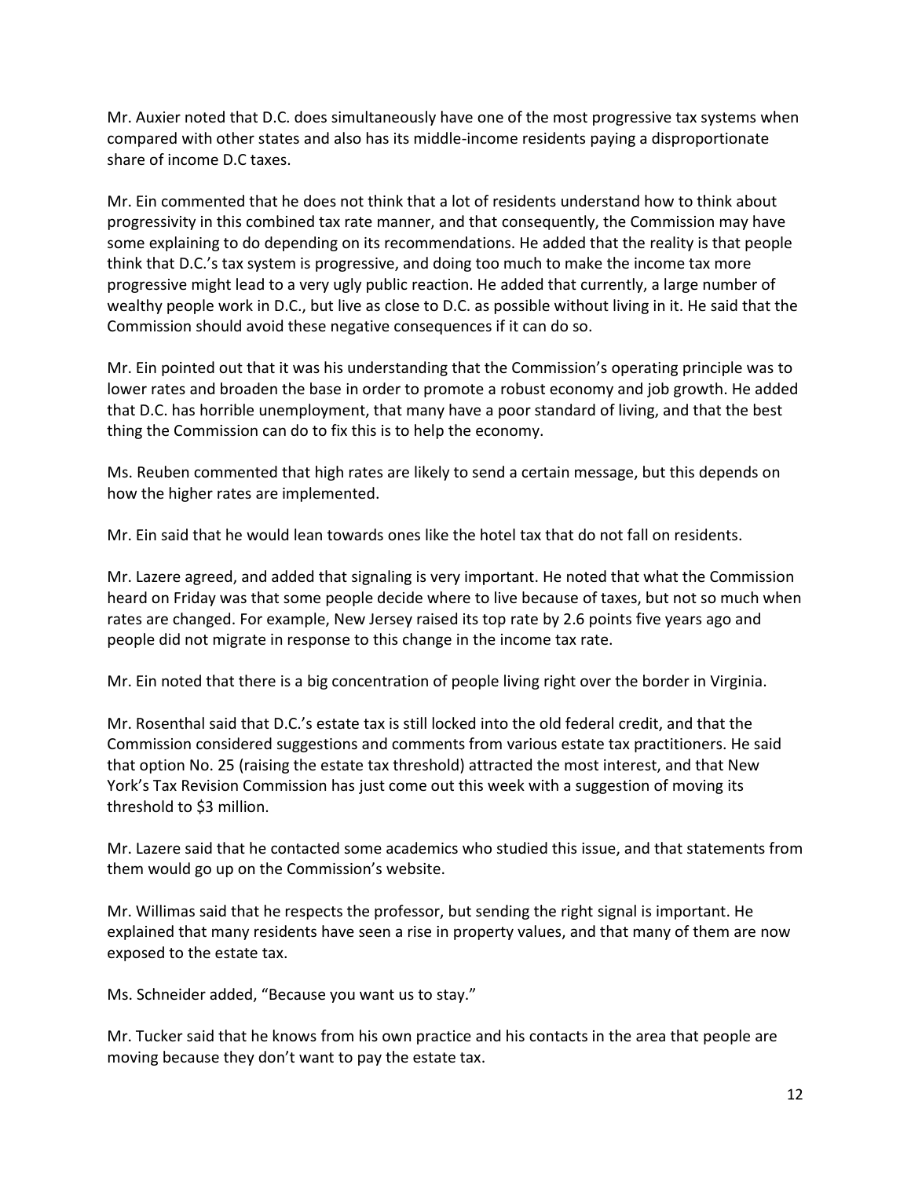Mr. Auxier noted that D.C. does simultaneously have one of the most progressive tax systems when compared with other states and also has its middle-income residents paying a disproportionate share of income D.C taxes.

Mr. Ein commented that he does not think that a lot of residents understand how to think about progressivity in this combined tax rate manner, and that consequently, the Commission may have some explaining to do depending on its recommendations. He added that the reality is that people think that D.C.'s tax system is progressive, and doing too much to make the income tax more progressive might lead to a very ugly public reaction. He added that currently, a large number of wealthy people work in D.C., but live as close to D.C. as possible without living in it. He said that the Commission should avoid these negative consequences if it can do so.

Mr. Ein pointed out that it was his understanding that the Commission's operating principle was to lower rates and broaden the base in order to promote a robust economy and job growth. He added that D.C. has horrible unemployment, that many have a poor standard of living, and that the best thing the Commission can do to fix this is to help the economy.

Ms. Reuben commented that high rates are likely to send a certain message, but this depends on how the higher rates are implemented.

Mr. Ein said that he would lean towards ones like the hotel tax that do not fall on residents.

Mr. Lazere agreed, and added that signaling is very important. He noted that what the Commission heard on Friday was that some people decide where to live because of taxes, but not so much when rates are changed. For example, New Jersey raised its top rate by 2.6 points five years ago and people did not migrate in response to this change in the income tax rate.

Mr. Ein noted that there is a big concentration of people living right over the border in Virginia.

Mr. Rosenthal said that D.C.'s estate tax is still locked into the old federal credit, and that the Commission considered suggestions and comments from various estate tax practitioners. He said that option No. 25 (raising the estate tax threshold) attracted the most interest, and that New York's Tax Revision Commission has just come out this week with a suggestion of moving its threshold to $3 million.

Mr. Lazere said that he contacted some academics who studied this issue, and that statements from them would go up on the Commission's website.

Mr. Willimas said that he respects the professor, but sending the right signal is important. He explained that many residents have seen a rise in property values, and that many of them are now exposed to the estate tax.

Ms. Schneider added, "Because you want us to stay."

Mr. Tucker said that he knows from his own practice and his contacts in the area that people are moving because they don't want to pay the estate tax.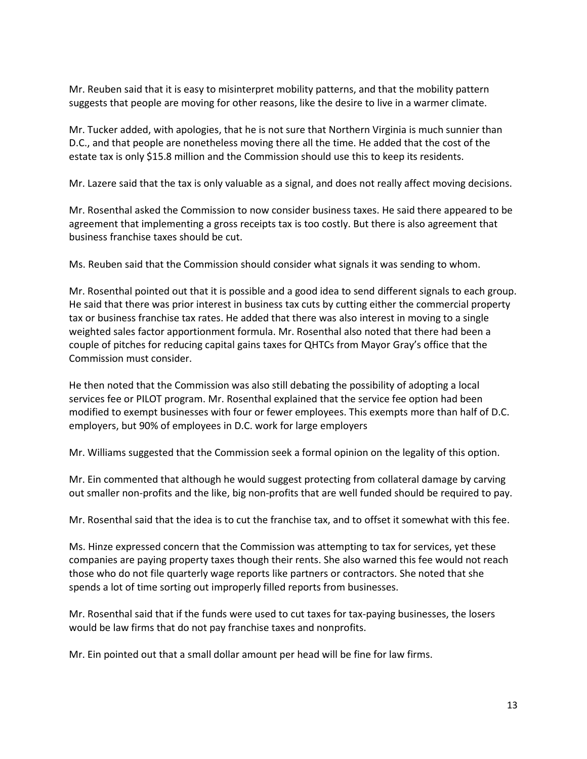Mr. Reuben said that it is easy to misinterpret mobility patterns, and that the mobility pattern suggests that people are moving for other reasons, like the desire to live in a warmer climate.

Mr. Tucker added, with apologies, that he is not sure that Northern Virginia is much sunnier than D.C., and that people are nonetheless moving there all the time. He added that the cost of the estate tax is only $15.8 million and the Commission should use this to keep its residents.

Mr. Lazere said that the tax is only valuable as a signal, and does not really affect moving decisions.

Mr. Rosenthal asked the Commission to now consider business taxes. He said there appeared to be agreement that implementing a gross receipts tax is too costly. But there is also agreement that business franchise taxes should be cut.

Ms. Reuben said that the Commission should consider what signals it was sending to whom.

Mr. Rosenthal pointed out that it is possible and a good idea to send different signals to each group. He said that there was prior interest in business tax cuts by cutting either the commercial property tax or business franchise tax rates. He added that there was also interest in moving to a single weighted sales factor apportionment formula. Mr. Rosenthal also noted that there had been a couple of pitches for reducing capital gains taxes for QHTCs from Mayor Gray's office that the Commission must consider.

He then noted that the Commission was also still debating the possibility of adopting a local services fee or PILOT program. Mr. Rosenthal explained that the service fee option had been modified to exempt businesses with four or fewer employees. This exempts more than half of D.C. employers, but 90% of employees in D.C. work for large employers

Mr. Williams suggested that the Commission seek a formal opinion on the legality of this option.

Mr. Ein commented that although he would suggest protecting from collateral damage by carving out smaller non-profits and the like, big non-profits that are well funded should be required to pay.

Mr. Rosenthal said that the idea is to cut the franchise tax, and to offset it somewhat with this fee.

Ms. Hinze expressed concern that the Commission was attempting to tax for services, yet these companies are paying property taxes though their rents. She also warned this fee would not reach those who do not file quarterly wage reports like partners or contractors. She noted that she spends a lot of time sorting out improperly filled reports from businesses.

Mr. Rosenthal said that if the funds were used to cut taxes for tax-paying businesses, the losers would be law firms that do not pay franchise taxes and nonprofits.

Mr. Ein pointed out that a small dollar amount per head will be fine for law firms.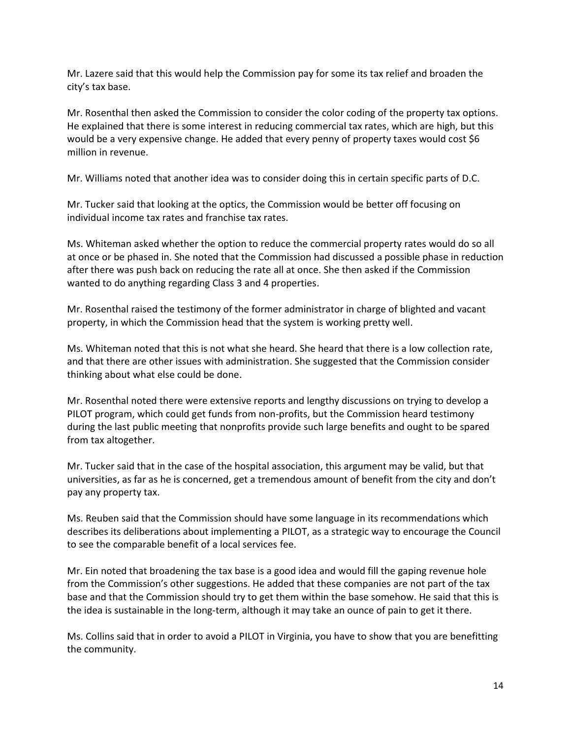Mr. Lazere said that this would help the Commission pay for some its tax relief and broaden the city's tax base.

Mr. Rosenthal then asked the Commission to consider the color coding of the property tax options. He explained that there is some interest in reducing commercial tax rates, which are high, but this would be a very expensive change. He added that every penny of property taxes would cost $6 million in revenue.

Mr. Williams noted that another idea was to consider doing this in certain specific parts of D.C.

Mr. Tucker said that looking at the optics, the Commission would be better off focusing on individual income tax rates and franchise tax rates.

Ms. Whiteman asked whether the option to reduce the commercial property rates would do so all at once or be phased in. She noted that the Commission had discussed a possible phase in reduction after there was push back on reducing the rate all at once. She then asked if the Commission wanted to do anything regarding Class 3 and 4 properties.

Mr. Rosenthal raised the testimony of the former administrator in charge of blighted and vacant property, in which the Commission head that the system is working pretty well.

Ms. Whiteman noted that this is not what she heard. She heard that there is a low collection rate, and that there are other issues with administration. She suggested that the Commission consider thinking about what else could be done.

Mr. Rosenthal noted there were extensive reports and lengthy discussions on trying to develop a PILOT program, which could get funds from non-profits, but the Commission heard testimony during the last public meeting that nonprofits provide such large benefits and ought to be spared from tax altogether.

Mr. Tucker said that in the case of the hospital association, this argument may be valid, but that universities, as far as he is concerned, get a tremendous amount of benefit from the city and don't pay any property tax.

Ms. Reuben said that the Commission should have some language in its recommendations which describes its deliberations about implementing a PILOT, as a strategic way to encourage the Council to see the comparable benefit of a local services fee.

Mr. Ein noted that broadening the tax base is a good idea and would fill the gaping revenue hole from the Commission's other suggestions. He added that these companies are not part of the tax base and that the Commission should try to get them within the base somehow. He said that this is the idea is sustainable in the long-term, although it may take an ounce of pain to get it there.

Ms. Collins said that in order to avoid a PILOT in Virginia, you have to show that you are benefitting the community.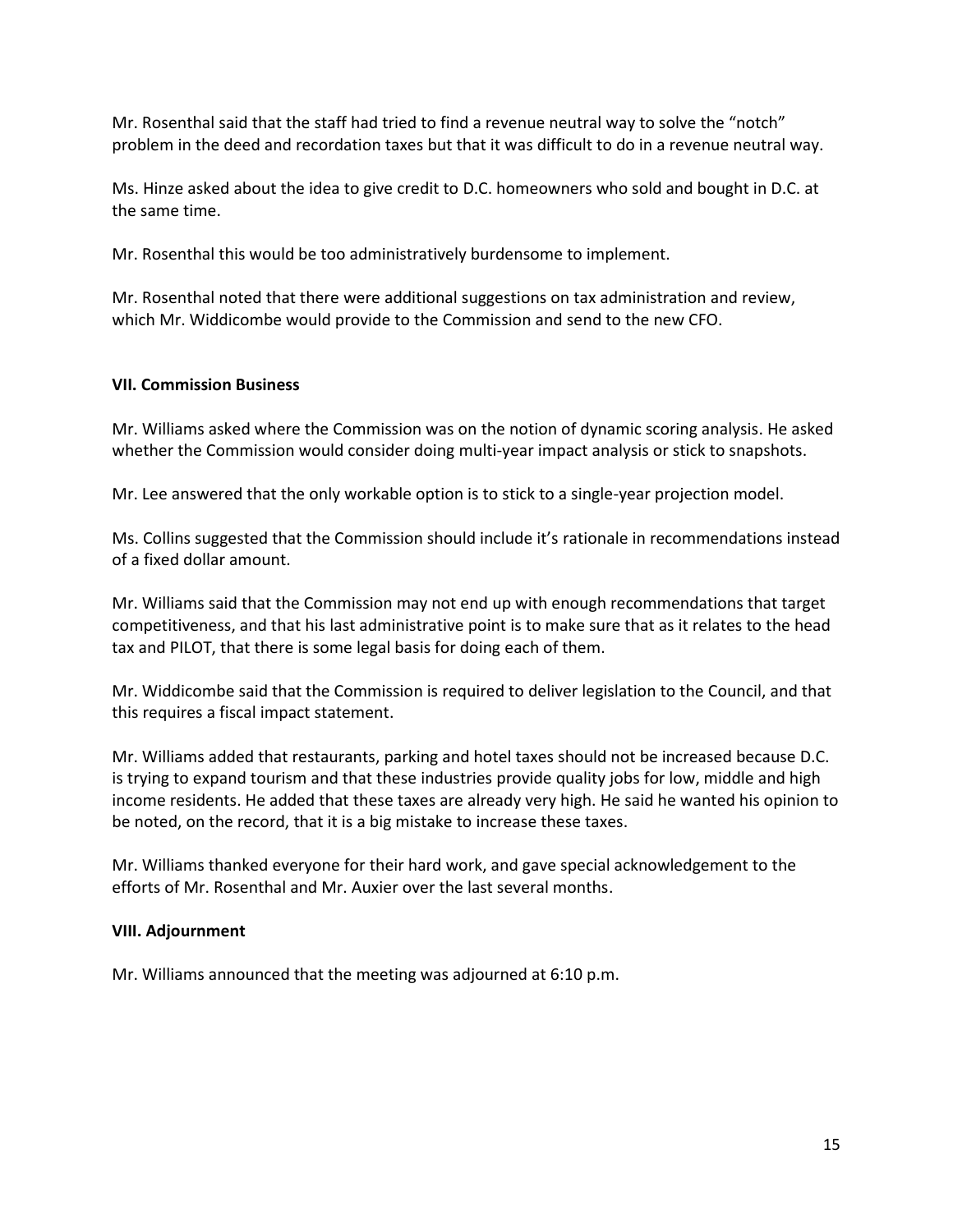Mr. Rosenthal said that the staff had tried to find a revenue neutral way to solve the "notch" problem in the deed and recordation taxes but that it was difficult to do in a revenue neutral way.

Ms. Hinze asked about the idea to give credit to D.C. homeowners who sold and bought in D.C. at the same time.

Mr. Rosenthal this would be too administratively burdensome to implement.

Mr. Rosenthal noted that there were additional suggestions on tax administration and review, which Mr. Widdicombe would provide to the Commission and send to the new CFO.

**VII. Commission Business**

Mr. Williams asked where the Commission was on the notion of dynamic scoring analysis. He asked whether the Commission would consider doing multi-year impact analysis or stick to snapshots.

Mr. Lee answered that the only workable option is to stick to a single-year projection model.

Ms. Collins suggested that the Commission should include it's rationale in recommendations instead of a fixed dollar amount.

Mr. Williams said that the Commission may not end up with enough recommendations that target competitiveness, and that his last administrative point is to make sure that as it relates to the head tax and PILOT, that there is some legal basis for doing each of them.

Mr. Widdicombe said that the Commission is required to deliver legislation to the Council, and that this requires a fiscal impact statement.

Mr. Williams added that restaurants, parking and hotel taxes should not be increased because D.C. is trying to expand tourism and that these industries provide quality jobs for low, middle and high income residents. He added that these taxes are already very high. He said he wanted his opinion to be noted, on the record, that it is a big mistake to increase these taxes.

Mr. Williams thanked everyone for their hard work, and gave special acknowledgement to the efforts of Mr. Rosenthal and Mr. Auxier over the last several months.

**VIII. Adjournment**

Mr. Williams announced that the meeting was adjourned at 6:10 p.m.